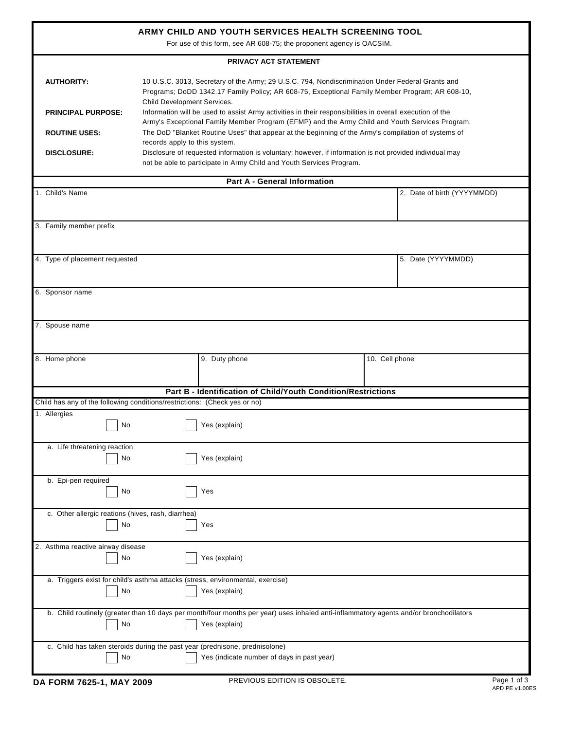# ARMY CHILD AND YOUTH SERVICES HEALTH SCREENING TOOL

For use of this form, see AR 608-75; the proponent agency is OACSIM.

## PRIVACY ACT STATEMENT

**AUTHORITY:** 10 U.S.C. 3013, Secretary of the Army; 29 U.S.C. 794, Nondiscrimination Under Federal Grants and Programs; DoDD 1342.17 Family Policy; AR 608-75, Exceptional Family Member Program; AR 608-10, Child Development Services.

**PRINCIPAL PURPOSE:** Information will be used to assist Army activities in their responsibilities in overall execution of the Army's Exceptional Family Member Program (EFMP) and the Army Child and Youth Services Program.

**ROUTINE USES:** The DoD "Blanket Routine Uses" that appear at the beginning of the Army's compilation of systems of records apply to this system.

**DISCLOSURE:** Disclosure of requested information is voluntary; however, if information is not provided individual may not be able to participate in Army Child and Youth Services Program.

## Part A - General Information

| 1. Child's Name | | 2. Date of birth (YYYYMMDD) |
|---|---|---|
| 3. Family member prefix | | |
| 4. Type of placement requested | | 5. Date (YYYYMMDD) |
| 6. Sponsor name | | |
| 7. Spouse name | | |
| 8. Home phone | 9. Duty phone | 10. Cell phone |

## Part B - Identification of Child/Youth Condition/Restrictions

Child has any of the following conditions/restrictions: (Check yes or no)

1. Allergies
   ☐ No ☐ Yes (explain)

   a. Life threatening reaction
   ☐ No ☐ Yes (explain)

   b. Epi-pen required
   ☐ No ☐ Yes

   c. Other allergic reations (hives, rash, diarrhea)
   ☐ No ☐ Yes

2. Asthma reactive airway disease
   ☐ No ☐ Yes (explain)

   a. Triggers exist for child's asthma attacks (stress, environmental, exercise)
   ☐ No ☐ Yes (explain)

   b. Child routinely (greater than 10 days per month/four months per year) uses inhaled anti-inflammatory agents and/or bronchodilators
   ☐ No ☐ Yes (explain)

   c. Child has taken steroids during the past year (prednisone, prednisolone)
   ☐ No ☐ Yes (indicate number of days in past year)

DA FORM 7625-1, MAY 2009 PREVIOUS EDITION IS OBSOLETE.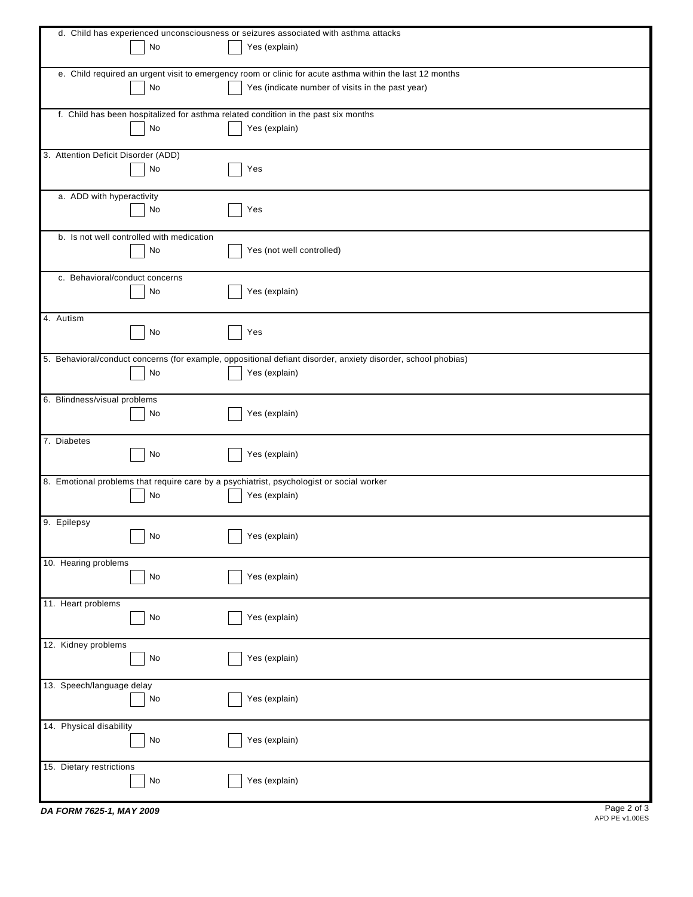d. Child has experienced unconsciousness or seizures associated with asthma attacks

- [ ] No
- [ ] Yes (explain)

e. Child required an urgent visit to emergency room or clinic for acute asthma within the last 12 months

- [ ] No
- [ ] Yes (indicate number of visits in the past year)

f. Child has been hospitalized for asthma related condition in the past six months

- [ ] No
- [ ] Yes (explain)

3. Attention Deficit Disorder (ADD)

- [ ] No
- [ ] Yes

a. ADD with hyperactivity

- [ ] No
- [ ] Yes

b. Is not well controlled with medication

- [ ] No
- [ ] Yes (not well controlled)

c. Behavioral/conduct concerns

- [ ] No
- [ ] Yes (explain)

4. Autism

- [ ] No
- [ ] Yes

5. Behavioral/conduct concerns (for example, oppositional defiant disorder, anxiety disorder, school phobias)

- [ ] No
- [ ] Yes (explain)

6. Blindness/visual problems

- [ ] No
- [ ] Yes (explain)

7. Diabetes

- [ ] No
- [ ] Yes (explain)

8. Emotional problems that require care by a psychiatrist, psychologist or social worker

- [ ] No
- [ ] Yes (explain)

9. Epilepsy

- [ ] No
- [ ] Yes (explain)

10. Hearing problems

- [ ] No
- [ ] Yes (explain)

11. Heart problems

- [ ] No
- [ ] Yes (explain)

12. Kidney problems

- [ ] No
- [ ] Yes (explain)

13. Speech/language delay

- [ ] No
- [ ] Yes (explain)

14. Physical disability

- [ ] No
- [ ] Yes (explain)

15. Dietary restrictions

- [ ] No
- [ ] Yes (explain)

**DA FORM 7625-1, MAY 2009**

APD PE v1.00ES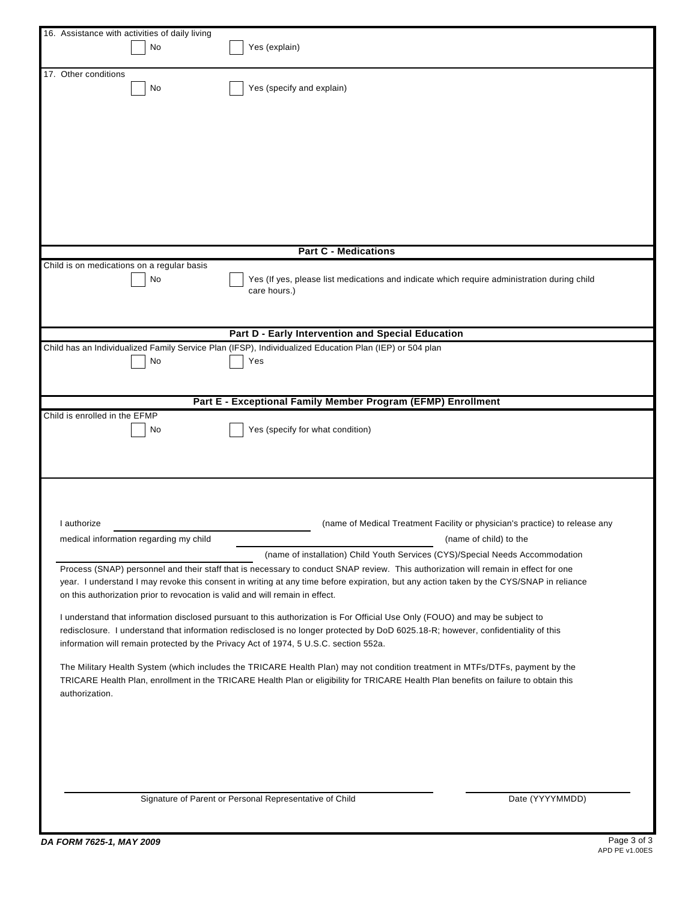16. Assistance with activities of daily living

☐ No ☐ Yes (explain)

17. Other conditions

☐ No ☐ Yes (specify and explain)

## Part C - Medications

Child is on medications on a regular basis

☐ No ☐ Yes (If yes, please list medications and indicate which require administration during child care hours.)

## Part D - Early Intervention and Special Education

Child has an Individualized Family Service Plan (IFSP), Individualized Education Plan (IEP) or 504 plan

☐ No ☐ Yes

## Part E - Exceptional Family Member Program (EFMP) Enrollment

Child is enrolled in the EFMP

☐ No ☐ Yes (specify for what condition)

I authorize ______________________ (name of Medical Treatment Facility or physician's practice) to release any medical information regarding my child ______________________ (name of child) to the ______________________ (name of installation) Child Youth Services (CYS)/Special Needs Accommodation Process (SNAP) personnel and their staff that is necessary to conduct SNAP review. This authorization will remain in effect for one year. I understand I may revoke this consent in writing at any time before expiration, but any action taken by the CYS/SNAP in reliance on this authorization prior to revocation is valid and will remain in effect.

I understand that information disclosed pursuant to this authorization is For Official Use Only (FOUO) and may be subject to redisclosure. I understand that information redisclosed is no longer protected by DoD 6025.18-R; however, confidentiality of this information will remain protected by the Privacy Act of 1974, 5 U.S.C. section 552a.

The Military Health System (which includes the TRICARE Health Plan) may not condition treatment in MTFs/DTFs, payment by the TRICARE Health Plan, enrollment in the TRICARE Health Plan or eligibility for TRICARE Health Plan benefits on failure to obtain this authorization.

______________________________ Signature of Parent or Personal Representative of Child

______________________________ Date (YYYYMMDD)

**DA FORM 7625-1, MAY 2009**

APD PE v1.00ES